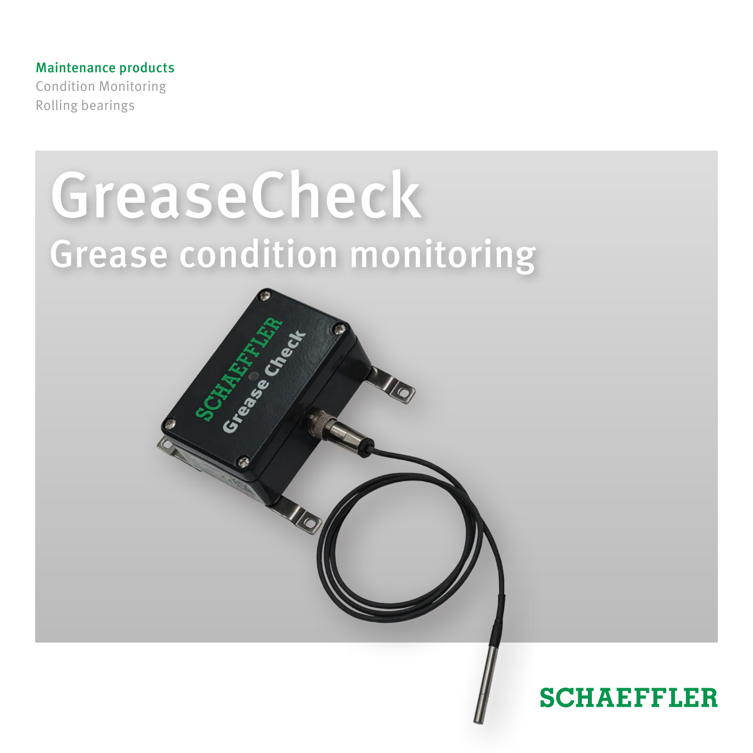Maintenance products
Condition Monitoring
Rolling bearings

# GreaseCheck

## Grease condition monitoring

SCHAEFFLER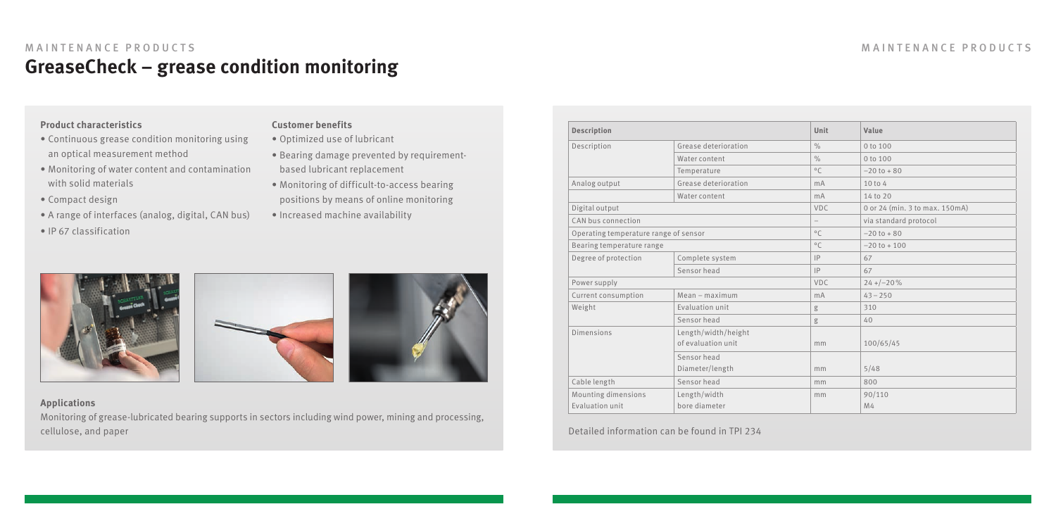# MAINTENANCE PRODUCTS

## GreaseCheck – grease condition monitoring

**Product characteristics**

- Continuous grease condition monitoring using an optical measurement method
- Monitoring of water content and contamination with solid materials
- Compact design
- A range of interfaces (analog, digital, CAN bus)
- IP 67 classification

**Customer benefits**

- Optimized use of lubricant
- Bearing damage prevented by requirement-based lubricant replacement
- Monitoring of difficult-to-access bearing positions by means of online monitoring
- Increased machine availability

**Applications**

Monitoring of grease-lubricated bearing supports in sectors including wind power, mining and processing, cellulose, and paper

| Description | | Unit | Value |
|---|---|---|---|
| Description | Grease deterioration | % | 0 to 100 |
| | Water content | % | 0 to 100 |
| | Temperature | °C | –20 to + 80 |
| Analog output | Grease deterioration | mA | 10 to 4 |
| | Water content | mA | 14 to 20 |
| Digital output | | VDC | 0 or 24 (min. 3 to max. 150mA) |
| CAN bus connection | | – | via standard protocol |
| Operating temperature range of sensor | | °C | –20 to + 80 |
| Bearing temperature range | | °C | –20 to + 100 |
| Degree of protection | Complete system | IP | 67 |
| | Sensor head | IP | 67 |
| Power supply | | VDC | 24 +/–20% |
| Current consumption | Mean – maximum | mA | 43 – 250 |
| Weight | Evaluation unit | g | 310 |
| | Sensor head | g | 40 |
| Dimensions | Length/width/height of evaluation unit | mm | 100/65/45 |
| | Sensor head Diameter/length | mm | 5/48 |
| Cable length | Sensor head | mm | 800 |
| Mounting dimensions Evaluation unit | Length/width bore diameter | mm | 90/110 M4 |

Detailed information can be found in TPI 234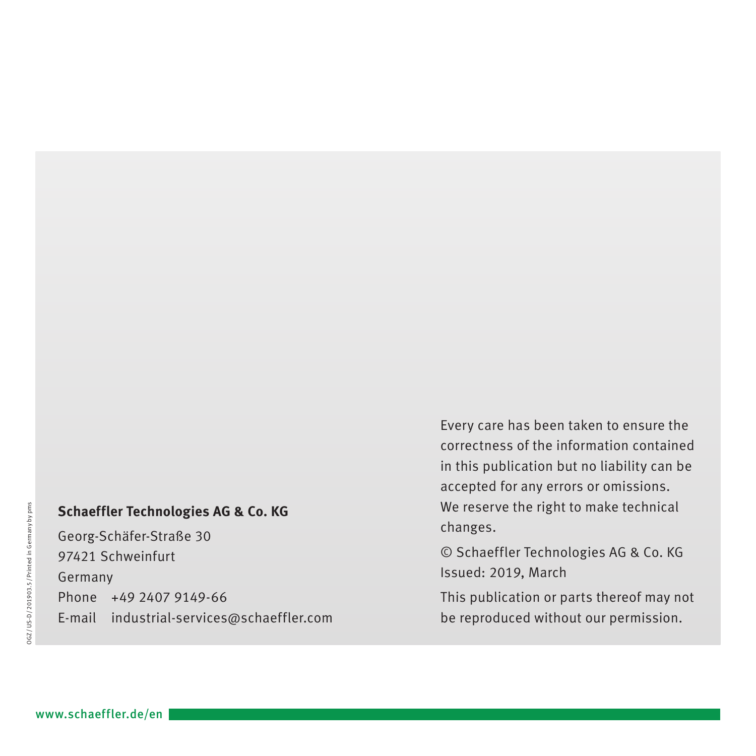**Schaeffler Technologies AG & Co. KG**

Georg-Schäfer-Straße 30
97421 Schweinfurt
Germany
Phone +49 2407 9149-66
E-mail industrial-services@schaeffler.com

Every care has been taken to ensure the correctness of the information contained in this publication but no liability can be accepted for any errors or omissions. We reserve the right to make technical changes.

© Schaeffler Technologies AG & Co. KG
Issued: 2019, March

This publication or parts thereof may not be reproduced without our permission.

OGZ / US-D / 201903.5 / Printed in Germany by pms

www.schaeffler.de/en